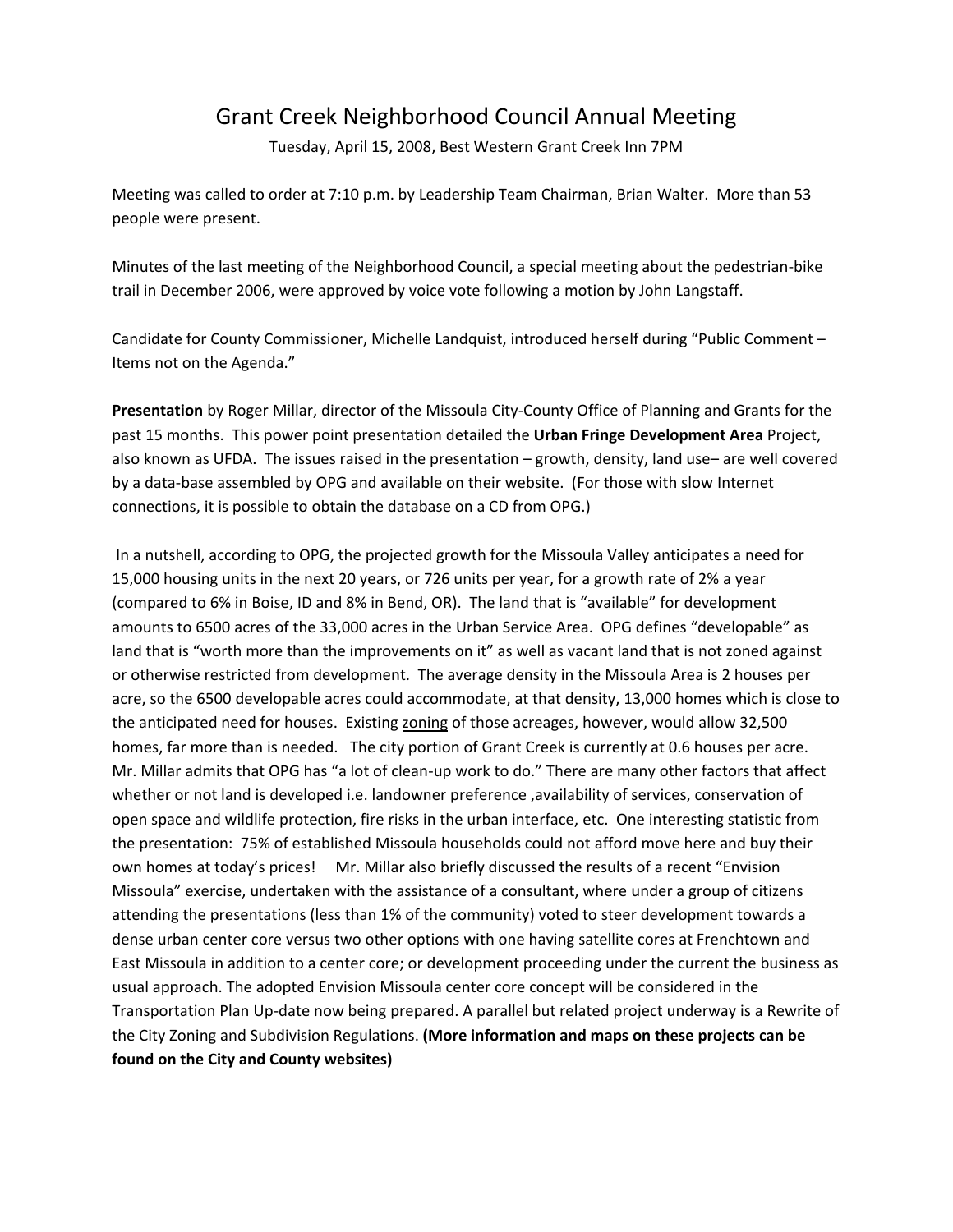# Grant Creek Neighborhood Council Annual Meeting

Tuesday, April 15, 2008, Best Western Grant Creek Inn 7PM

Meeting was called to order at 7:10 p.m. by Leadership Team Chairman, Brian Walter. More than 53 people were present.

Minutes of the last meeting of the Neighborhood Council, a special meeting about the pedestrian-bike trail in December 2006, were approved by voice vote following a motion by John Langstaff.

Candidate for County Commissioner, Michelle Landquist, introduced herself during "Public Comment – Items not on the Agenda."

**Presentation** by Roger Millar, director of the Missoula City-County Office of Planning and Grants for the past 15 months. This power point presentation detailed the **Urban Fringe Development Area** Project, also known as UFDA. The issues raised in the presentation – growth, density, land use– are well covered by a data-base assembled by OPG and available on their website. (For those with slow Internet connections, it is possible to obtain the database on a CD from OPG.)

In a nutshell, according to OPG, the projected growth for the Missoula Valley anticipates a need for 15,000 housing units in the next 20 years, or 726 units per year, for a growth rate of 2% a year (compared to 6% in Boise, ID and 8% in Bend, OR). The land that is "available" for development amounts to 6500 acres of the 33,000 acres in the Urban Service Area. OPG defines "developable" as land that is "worth more than the improvements on it" as well as vacant land that is not zoned against or otherwise restricted from development. The average density in the Missoula Area is 2 houses per acre, so the 6500 developable acres could accommodate, at that density, 13,000 homes which is close to the anticipated need for houses. Existing <u>zoning</u> of those acreages, however, would allow 32,500 homes, far more than is needed. The city portion of Grant Creek is currently at 0.6 houses per acre. Mr. Millar admits that OPG has "a lot of clean-up work to do." There are many other factors that affect whether or not land is developed i.e. landowner preference ,availability of services, conservation of open space and wildlife protection, fire risks in the urban interface, etc. One interesting statistic from the presentation: 75% of established Missoula households could not afford move here and buy their own homes at today's prices! Mr. Millar also briefly discussed the results of a recent "Envision Missoula" exercise, undertaken with the assistance of a consultant, where under a group of citizens attending the presentations (less than 1% of the community) voted to steer development towards a dense urban center core versus two other options with one having satellite cores at Frenchtown and East Missoula in addition to a center core; or development proceeding under the current the business as usual approach. The adopted Envision Missoula center core concept will be considered in the Transportation Plan Up-date now being prepared. A parallel but related project underway is a Rewrite of the City Zoning and Subdivision Regulations. **(More information and maps on these projects can be found on the City and County websites)**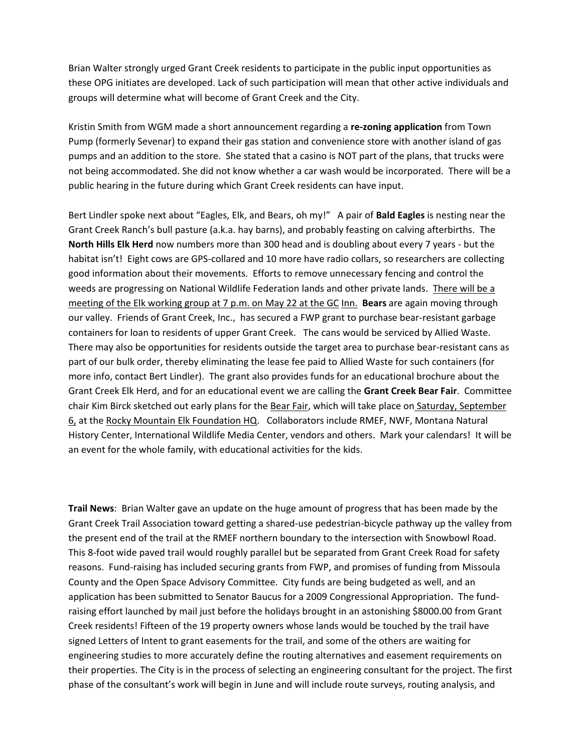Brian Walter strongly urged Grant Creek residents to participate in the public input opportunities as these OPG initiates are developed. Lack of such participation will mean that other active individuals and groups will determine what will become of Grant Creek and the City.

Kristin Smith from WGM made a short announcement regarding a **re-zoning application** from Town Pump (formerly Sevenar) to expand their gas station and convenience store with another island of gas pumps and an addition to the store. She stated that a casino is NOT part of the plans, that trucks were not being accommodated. She did not know whether a car wash would be incorporated. There will be a public hearing in the future during which Grant Creek residents can have input.

Bert Lindler spoke next about "Eagles, Elk, and Bears, oh my!" A pair of **Bald Eagles** is nesting near the Grant Creek Ranch's bull pasture (a.k.a. hay barns), and probably feasting on calving afterbirths. The **North Hills Elk Herd** now numbers more than 300 head and is doubling about every 7 years - but the habitat isn't! Eight cows are GPS-collared and 10 more have radio collars, so researchers are collecting good information about their movements. Efforts to remove unnecessary fencing and control the weeds are progressing on National Wildlife Federation lands and other private lands. <u>There will be a meeting of the Elk working group at 7 p.m. on May 22 at the GC Inn.</u> **Bears** are again moving through our valley. Friends of Grant Creek, Inc., has secured a FWP grant to purchase bear-resistant garbage containers for loan to residents of upper Grant Creek. The cans would be serviced by Allied Waste. There may also be opportunities for residents outside the target area to purchase bear-resistant cans as part of our bulk order, thereby eliminating the lease fee paid to Allied Waste for such containers (for more info, contact Bert Lindler). The grant also provides funds for an educational brochure about the Grant Creek Elk Herd, and for an educational event we are calling the **Grant Creek Bear Fair**. Committee chair Kim Birck sketched out early plans for the <u>Bear Fair</u>, which will take place on <u>Saturday, September 6,</u> at the <u>Rocky Mountain Elk Foundation HQ</u>. Collaborators include RMEF, NWF, Montana Natural History Center, International Wildlife Media Center, vendors and others. Mark your calendars! It will be an event for the whole family, with educational activities for the kids.

**Trail News**: Brian Walter gave an update on the huge amount of progress that has been made by the Grant Creek Trail Association toward getting a shared-use pedestrian-bicycle pathway up the valley from the present end of the trail at the RMEF northern boundary to the intersection with Snowbowl Road. This 8-foot wide paved trail would roughly parallel but be separated from Grant Creek Road for safety reasons. Fund-raising has included securing grants from FWP, and promises of funding from Missoula County and the Open Space Advisory Committee. City funds are being budgeted as well, and an application has been submitted to Senator Baucus for a 2009 Congressional Appropriation. The fund-raising effort launched by mail just before the holidays brought in an astonishing $8000.00 from Grant Creek residents! Fifteen of the 19 property owners whose lands would be touched by the trail have signed Letters of Intent to grant easements for the trail, and some of the others are waiting for engineering studies to more accurately define the routing alternatives and easement requirements on their properties. The City is in the process of selecting an engineering consultant for the project. The first phase of the consultant's work will begin in June and will include route surveys, routing analysis, and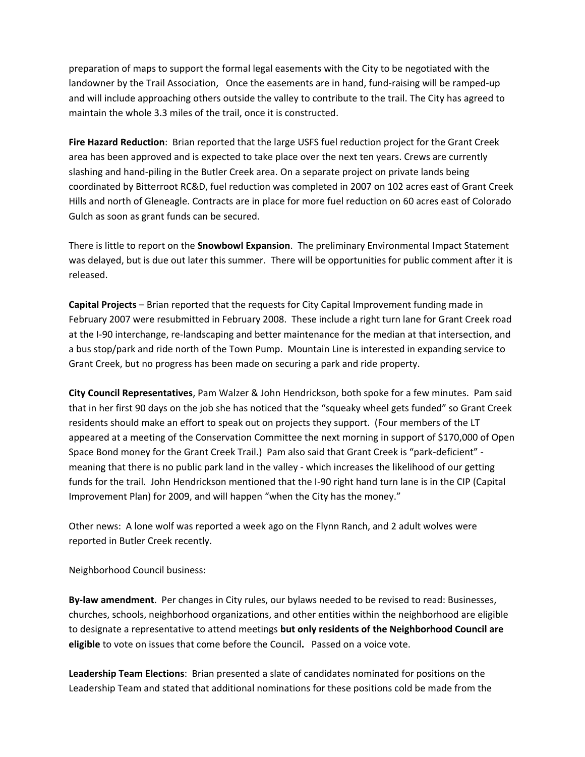preparation of maps to support the formal legal easements with the City to be negotiated with the landowner by the Trail Association, Once the easements are in hand, fund-raising will be ramped-up and will include approaching others outside the valley to contribute to the trail. The City has agreed to maintain the whole 3.3 miles of the trail, once it is constructed.

**Fire Hazard Reduction**: Brian reported that the large USFS fuel reduction project for the Grant Creek area has been approved and is expected to take place over the next ten years. Crews are currently slashing and hand-piling in the Butler Creek area. On a separate project on private lands being coordinated by Bitterroot RC&D, fuel reduction was completed in 2007 on 102 acres east of Grant Creek Hills and north of Gleneagle. Contracts are in place for more fuel reduction on 60 acres east of Colorado Gulch as soon as grant funds can be secured.

There is little to report on the **Snowbowl Expansion**. The preliminary Environmental Impact Statement was delayed, but is due out later this summer. There will be opportunities for public comment after it is released.

**Capital Projects** – Brian reported that the requests for City Capital Improvement funding made in February 2007 were resubmitted in February 2008. These include a right turn lane for Grant Creek road at the I-90 interchange, re-landscaping and better maintenance for the median at that intersection, and a bus stop/park and ride north of the Town Pump. Mountain Line is interested in expanding service to Grant Creek, but no progress has been made on securing a park and ride property.

**City Council Representatives**, Pam Walzer & John Hendrickson, both spoke for a few minutes. Pam said that in her first 90 days on the job she has noticed that the "squeaky wheel gets funded" so Grant Creek residents should make an effort to speak out on projects they support. (Four members of the LT appeared at a meeting of the Conservation Committee the next morning in support of $170,000 of Open Space Bond money for the Grant Creek Trail.) Pam also said that Grant Creek is "park-deficient" - meaning that there is no public park land in the valley - which increases the likelihood of our getting funds for the trail. John Hendrickson mentioned that the I-90 right hand turn lane is in the CIP (Capital Improvement Plan) for 2009, and will happen "when the City has the money."

Other news: A lone wolf was reported a week ago on the Flynn Ranch, and 2 adult wolves were reported in Butler Creek recently.

Neighborhood Council business:

**By-law amendment**. Per changes in City rules, our bylaws needed to be revised to read: Businesses, churches, schools, neighborhood organizations, and other entities within the neighborhood are eligible to designate a representative to attend meetings **but only residents of the Neighborhood Council are eligible** to vote on issues that come before the Council**.** Passed on a voice vote.

**Leadership Team Elections**: Brian presented a slate of candidates nominated for positions on the Leadership Team and stated that additional nominations for these positions cold be made from the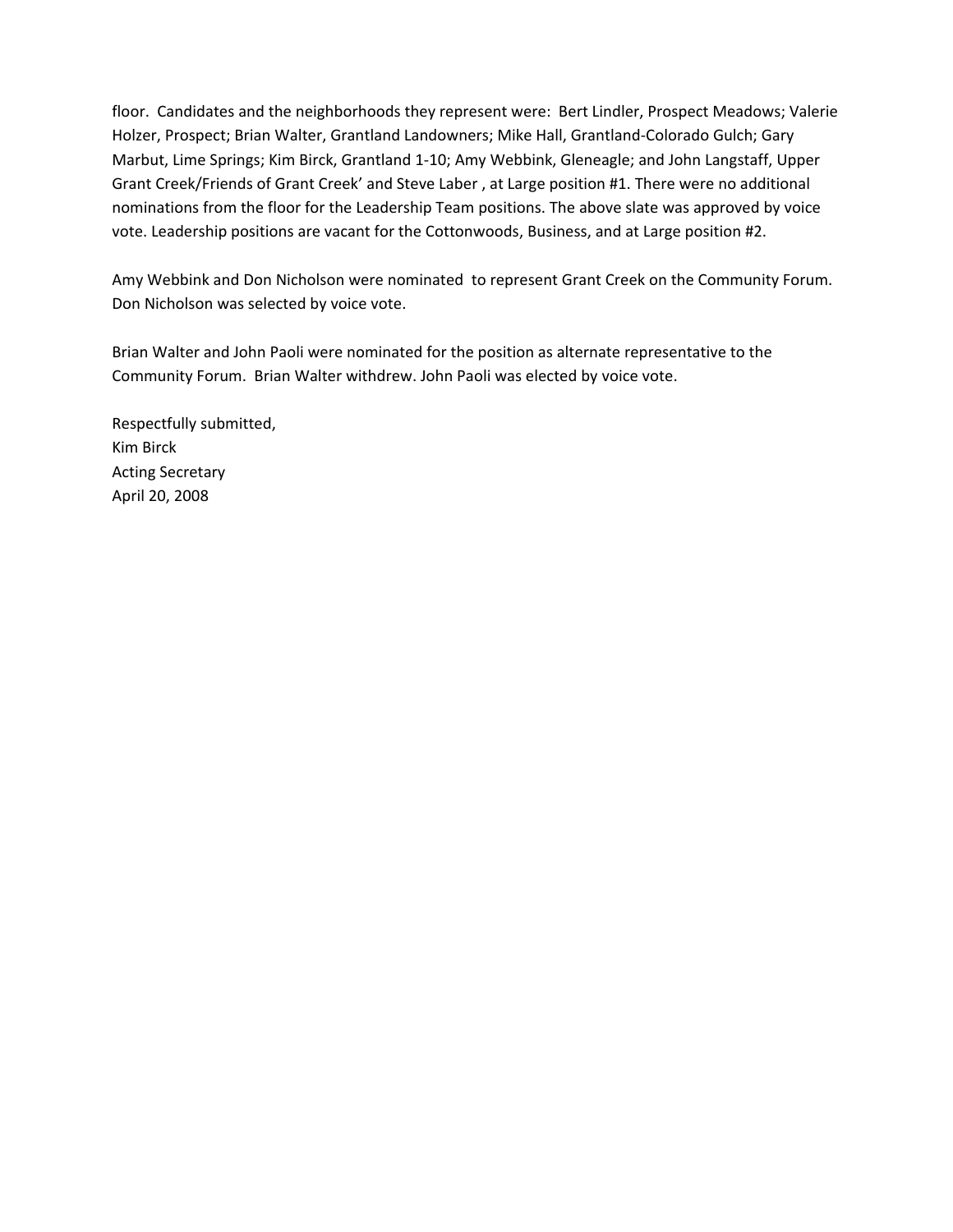floor. Candidates and the neighborhoods they represent were: Bert Lindler, Prospect Meadows; Valerie Holzer, Prospect; Brian Walter, Grantland Landowners; Mike Hall, Grantland-Colorado Gulch; Gary Marbut, Lime Springs; Kim Birck, Grantland 1-10; Amy Webbink, Gleneagle; and John Langstaff, Upper Grant Creek/Friends of Grant Creek' and Steve Laber , at Large position #1. There were no additional nominations from the floor for the Leadership Team positions. The above slate was approved by voice vote. Leadership positions are vacant for the Cottonwoods, Business, and at Large position #2.

Amy Webbink and Don Nicholson were nominated to represent Grant Creek on the Community Forum. Don Nicholson was selected by voice vote.

Brian Walter and John Paoli were nominated for the position as alternate representative to the Community Forum. Brian Walter withdrew. John Paoli was elected by voice vote.

Respectfully submitted,
Kim Birck
Acting Secretary
April 20, 2008